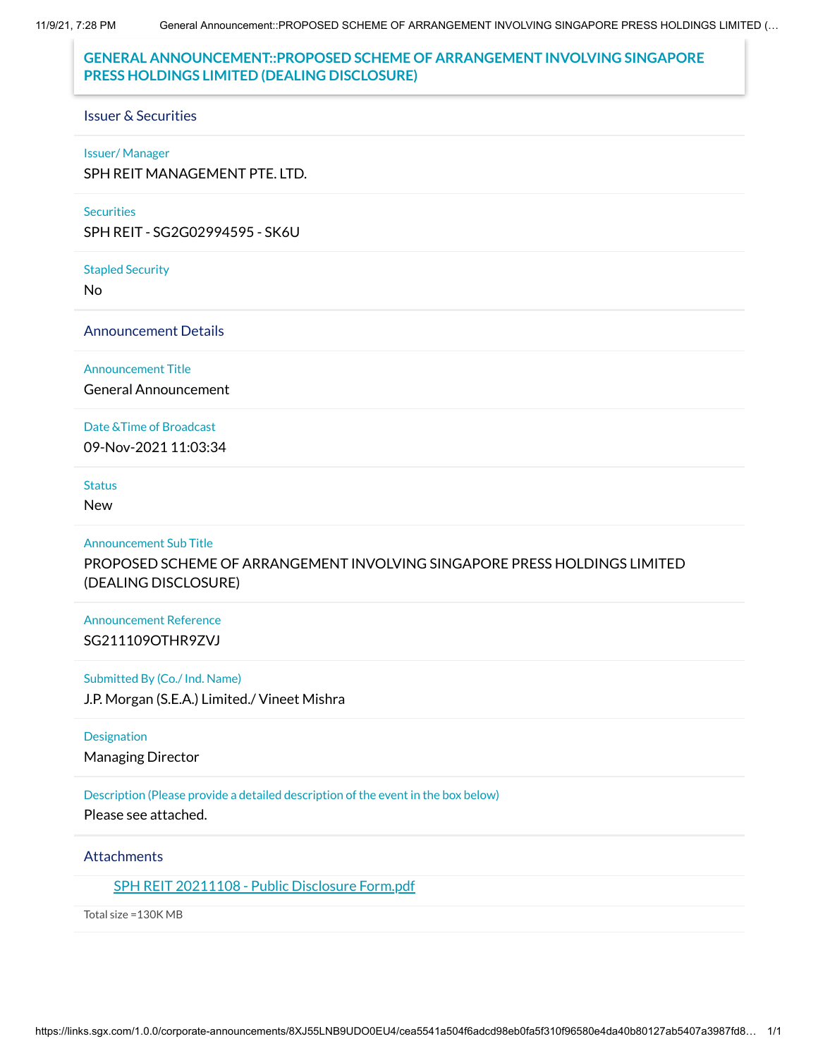# GENERAL ANNOUNCEMENT::PROPOSED SCHEME OF ARRANGEMENT INVOLVING SINGAPORE PRESS HOLDINGS LIMITED (DEALING DISCLOSURE)

## Issuer & Securities

**Issuer/ Manager**

SPH REIT MANAGEMENT PTE. LTD.

**Securities**

SPH REIT - SG2G02994595 - SK6U

**Stapled Security**

No

## Announcement Details

**Announcement Title**

General Announcement

**Date &Time of Broadcast**

09-Nov-2021 11:03:34

**Status**

New

**Announcement Sub Title**

PROPOSED SCHEME OF ARRANGEMENT INVOLVING SINGAPORE PRESS HOLDINGS LIMITED (DEALING DISCLOSURE)

**Announcement Reference**

SG211109OTHR9ZVJ

**Submitted By (Co./ Ind. Name)**

J.P. Morgan (S.E.A.) Limited./ Vineet Mishra

**Designation**

Managing Director

**Description (Please provide a detailed description of the event in the box below)**

Please see attached.

## Attachments

SPH REIT 20211108 - Public Disclosure Form.pdf

Total size =130K MB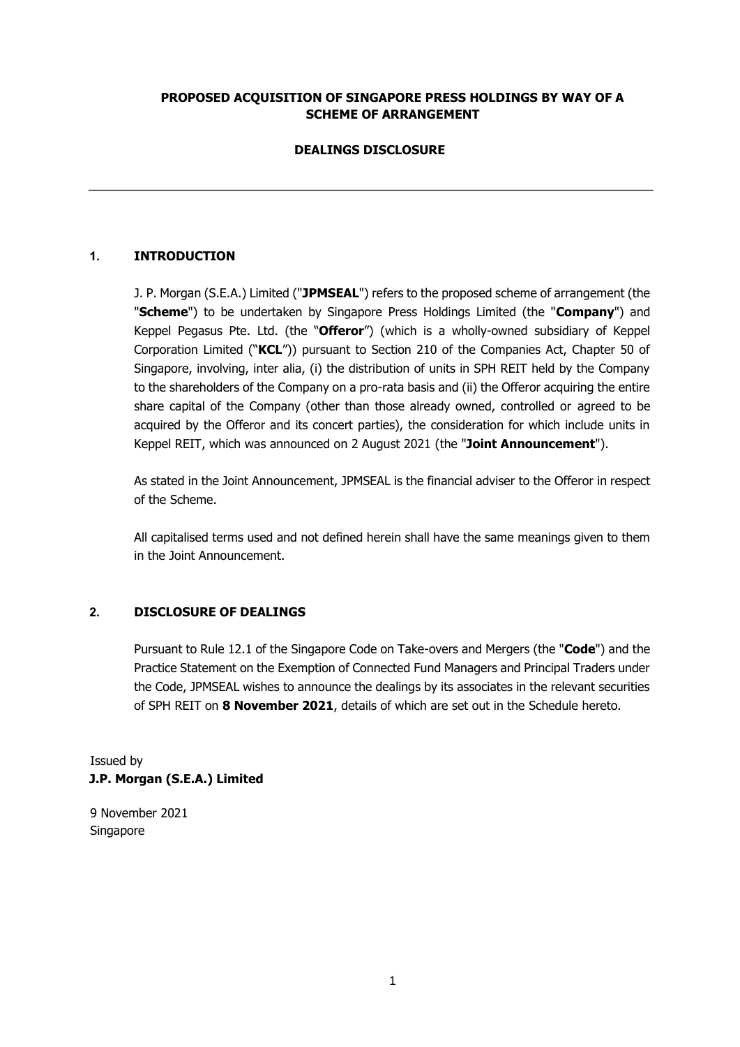**PROPOSED ACQUISITION OF SINGAPORE PRESS HOLDINGS BY WAY OF A SCHEME OF ARRANGEMENT**

**DEALINGS DISCLOSURE**

---

## 1. INTRODUCTION

J. P. Morgan (S.E.A.) Limited ("**JPMSEAL**") refers to the proposed scheme of arrangement (the "**Scheme**") to be undertaken by Singapore Press Holdings Limited (the "**Company**") and Keppel Pegasus Pte. Ltd. (the "**Offeror**") (which is a wholly-owned subsidiary of Keppel Corporation Limited ("**KCL**")) pursuant to Section 210 of the Companies Act, Chapter 50 of Singapore, involving, inter alia, (i) the distribution of units in SPH REIT held by the Company to the shareholders of the Company on a pro-rata basis and (ii) the Offeror acquiring the entire share capital of the Company (other than those already owned, controlled or agreed to be acquired by the Offeror and its concert parties), the consideration for which include units in Keppel REIT, which was announced on 2 August 2021 (the "**Joint Announcement**").

As stated in the Joint Announcement, JPMSEAL is the financial adviser to the Offeror in respect of the Scheme.

All capitalised terms used and not defined herein shall have the same meanings given to them in the Joint Announcement.

## 2. DISCLOSURE OF DEALINGS

Pursuant to Rule 12.1 of the Singapore Code on Take-overs and Mergers (the "**Code**") and the Practice Statement on the Exemption of Connected Fund Managers and Principal Traders under the Code, JPMSEAL wishes to announce the dealings by its associates in the relevant securities of SPH REIT on **8 November 2021**, details of which are set out in the Schedule hereto.

Issued by
**J.P. Morgan (S.E.A.) Limited**

9 November 2021
Singapore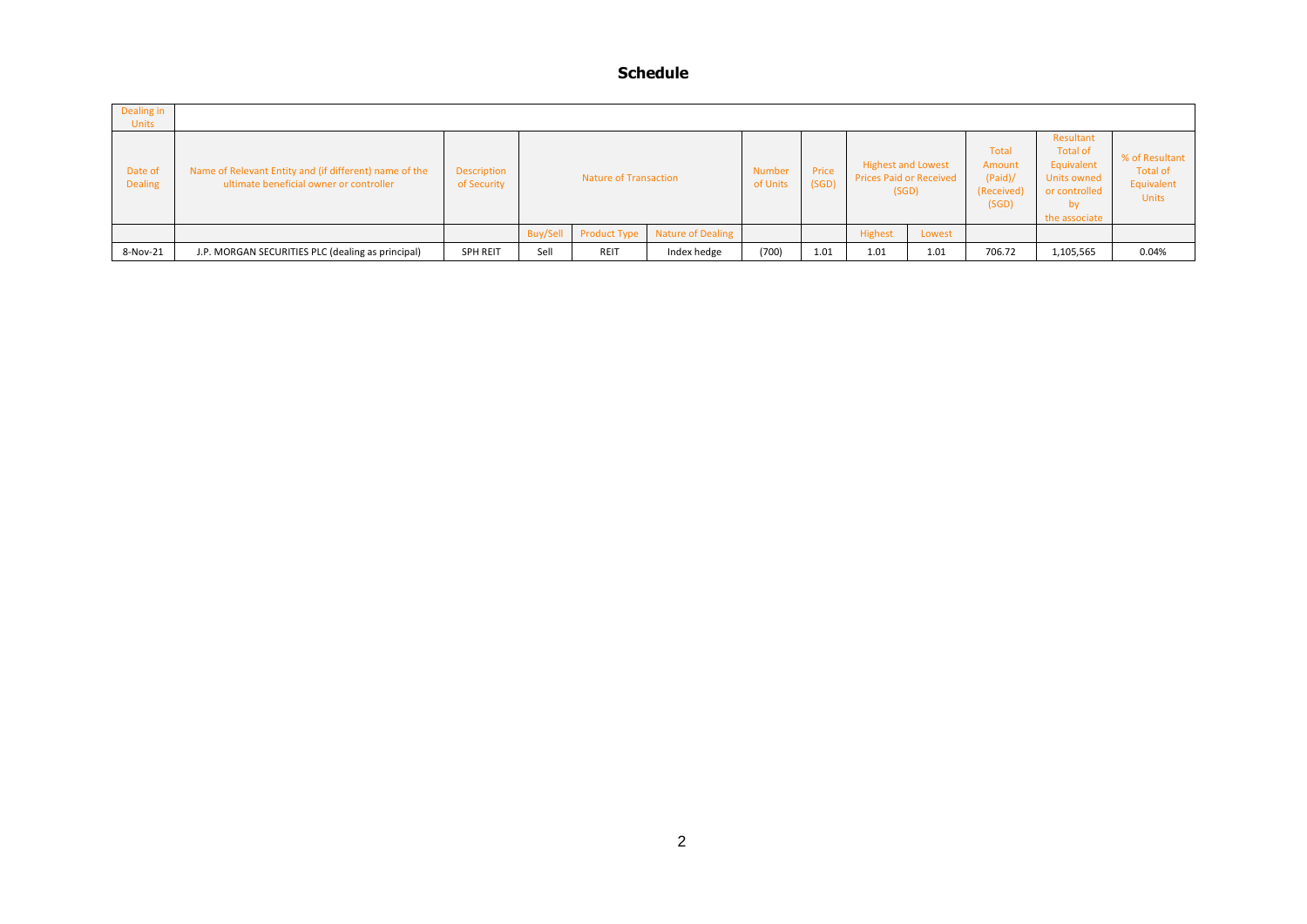## Schedule

| Dealing in Units | | | | | | | | | | | | |
|---|---|---|---|---|---|---|---|---|---|---|---|---|
| Date of Dealing | Name of Relevant Entity and (if different) name of the ultimate beneficial owner or controller | Description of Security | Nature of Transaction | | | Number of Units | Price (SGD) | Highest and Lowest Prices Paid or Received (SGD) | | Total Amount (Paid)/ (Received) (SGD) | Resultant Total of Equivalent Units owned or controlled by the associate | % of Resultant Total of Equivalent Units |
| | | | Buy/Sell | Product Type | Nature of Dealing | | | Highest | Lowest | | | |
| 8-Nov-21 | J.P. MORGAN SECURITIES PLC (dealing as principal) | SPH REIT | Sell | REIT | Index hedge | (700) | 1.01 | 1.01 | 1.01 | 706.72 | 1,105,565 | 0.04% |